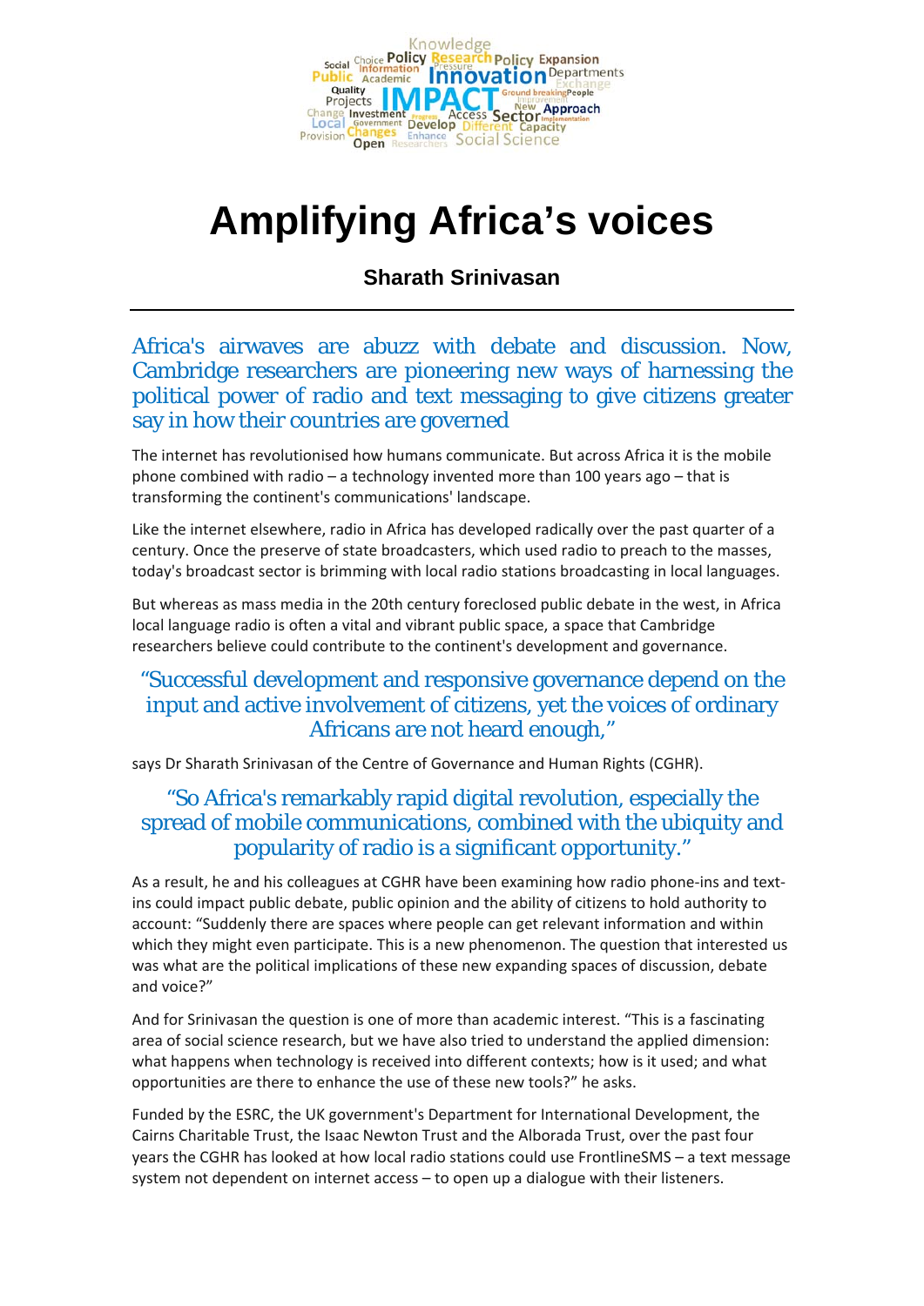# Amplifying Africa's voices

**Sharath Srinivasan**

Africa's airwaves are abuzz with debate and discussion. Now, Cambridge researchers are pioneering new ways of harnessing the political power of radio and text messaging to give citizens greater say in how their countries are governed

The internet has revolutionised how humans communicate. But across Africa it is the mobile phone combined with radio – a technology invented more than 100 years ago – that is transforming the continent's communications' landscape.

Like the internet elsewhere, radio in Africa has developed radically over the past quarter of a century. Once the preserve of state broadcasters, which used radio to preach to the masses, today's broadcast sector is brimming with local radio stations broadcasting in local languages.

But whereas as mass media in the 20th century foreclosed public debate in the west, in Africa local language radio is often a vital and vibrant public space, a space that Cambridge researchers believe could contribute to the continent's development and governance.

"Successful development and responsive governance depend on the input and active involvement of citizens, yet the voices of ordinary Africans are not heard enough,"

says Dr Sharath Srinivasan of the Centre of Governance and Human Rights (CGHR).

"So Africa's remarkably rapid digital revolution, especially the spread of mobile communications, combined with the ubiquity and popularity of radio is a significant opportunity."

As a result, he and his colleagues at CGHR have been examining how radio phone-ins and text-ins could impact public debate, public opinion and the ability of citizens to hold authority to account: "Suddenly there are spaces where people can get relevant information and within which they might even participate. This is a new phenomenon. The question that interested us was what are the political implications of these new expanding spaces of discussion, debate and voice?"

And for Srinivasan the question is one of more than academic interest. "This is a fascinating area of social science research, but we have also tried to understand the applied dimension: what happens when technology is received into different contexts; how is it used; and what opportunities are there to enhance the use of these new tools?" he asks.

Funded by the ESRC, the UK government's Department for International Development, the Cairns Charitable Trust, the Isaac Newton Trust and the Alborada Trust, over the past four years the CGHR has looked at how local radio stations could use FrontlineSMS – a text message system not dependent on internet access – to open up a dialogue with their listeners.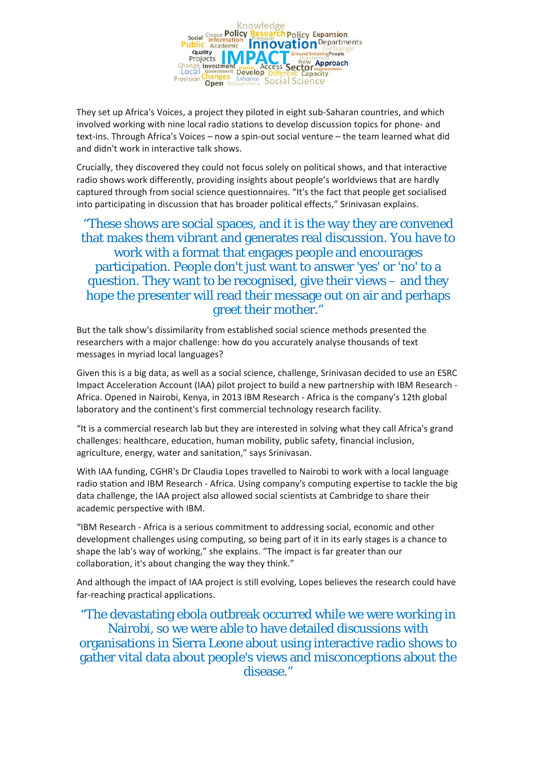They set up Africa's Voices, a project they piloted in eight sub-Saharan countries, and which involved working with nine local radio stations to develop discussion topics for phone- and text-ins. Through Africa's Voices – now a spin-out social venture – the team learned what did and didn't work in interactive talk shows.

Crucially, they discovered they could not focus solely on political shows, and that interactive radio shows work differently, providing insights about people's worldviews that are hardly captured through from social science questionnaires. "It's the fact that people get socialised into participating in discussion that has broader political effects," Srinivasan explains.

> "These shows are social spaces, and it is the way they are convened that makes them vibrant and generates real discussion. You have to work with a format that engages people and encourages participation. People don't just want to answer 'yes' or 'no' to a question. They want to be recognised, give their views – and they hope the presenter will read their message out on air and perhaps greet their mother."

But the talk show's dissimilarity from established social science methods presented the researchers with a major challenge: how do you accurately analyse thousands of text messages in myriad local languages?

Given this is a big data, as well as a social science, challenge, Srinivasan decided to use an ESRC Impact Acceleration Account (IAA) pilot project to build a new partnership with IBM Research - Africa. Opened in Nairobi, Kenya, in 2013 IBM Research - Africa is the company's 12th global laboratory and the continent's first commercial technology research facility.

"It is a commercial research lab but they are interested in solving what they call Africa's grand challenges: healthcare, education, human mobility, public safety, financial inclusion, agriculture, energy, water and sanitation," says Srinivasan.

With IAA funding, CGHR's Dr Claudia Lopes travelled to Nairobi to work with a local language radio station and IBM Research - Africa. Using company's computing expertise to tackle the big data challenge, the IAA project also allowed social scientists at Cambridge to share their academic perspective with IBM.

"IBM Research - Africa is a serious commitment to addressing social, economic and other development challenges using computing, so being part of it in its early stages is a chance to shape the lab's way of working," she explains. "The impact is far greater than our collaboration, it's about changing the way they think."

And although the impact of IAA project is still evolving, Lopes believes the research could have far-reaching practical applications.

> "The devastating ebola outbreak occurred while we were working in Nairobi, so we were able to have detailed discussions with organisations in Sierra Leone about using interactive radio shows to gather vital data about people's views and misconceptions about the disease."